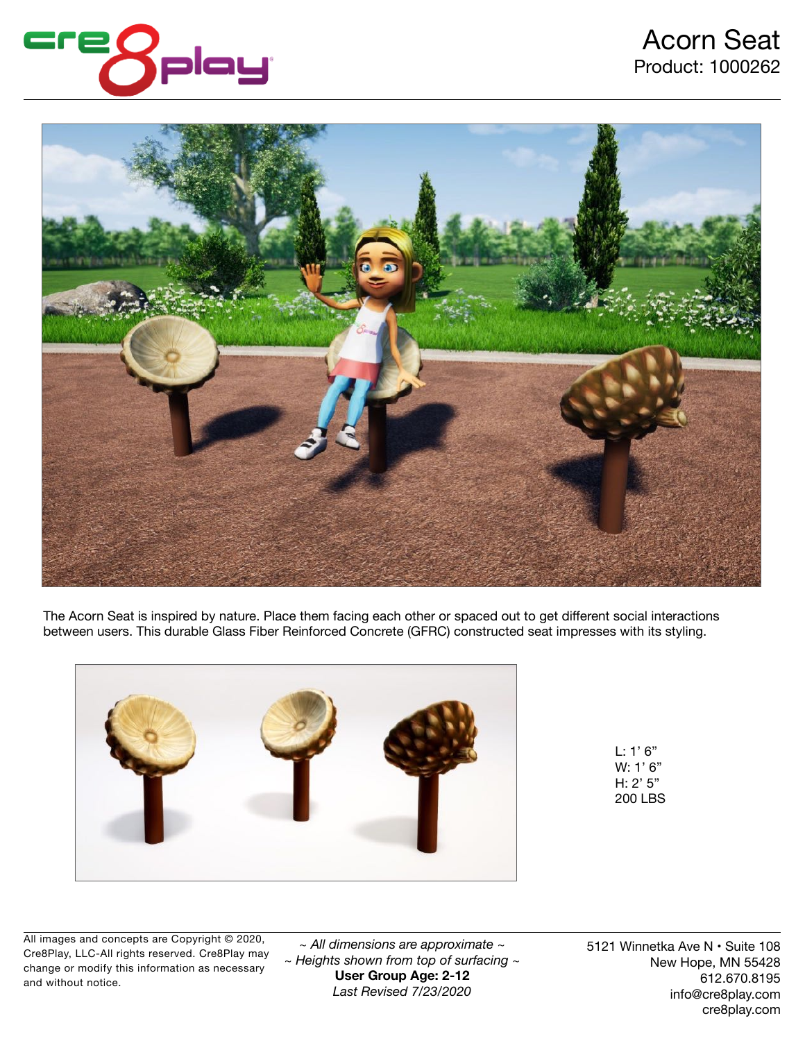# Acorn Seat

Product: 1000262

The Acorn Seat is inspired by nature. Place them facing each other or spaced out to get different social interactions between users. This durable Glass Fiber Reinforced Concrete (GFRC) constructed seat impresses with its styling.

L: 1' 6"
W: 1' 6"
H: 2' 5"
200 LBS

All images and concepts are Copyright © 2020, Cre8Play, LLC-All rights reserved. Cre8Play may change or modify this information as necessary and without notice.

*~ All dimensions are approximate ~*
*~ Heights shown from top of surfacing ~*
**User Group Age: 2-12**
*Last Revised 7/23/2020*

5121 Winnetka Ave N • Suite 108
New Hope, MN 55428
612.670.8195
info@cre8play.com
cre8play.com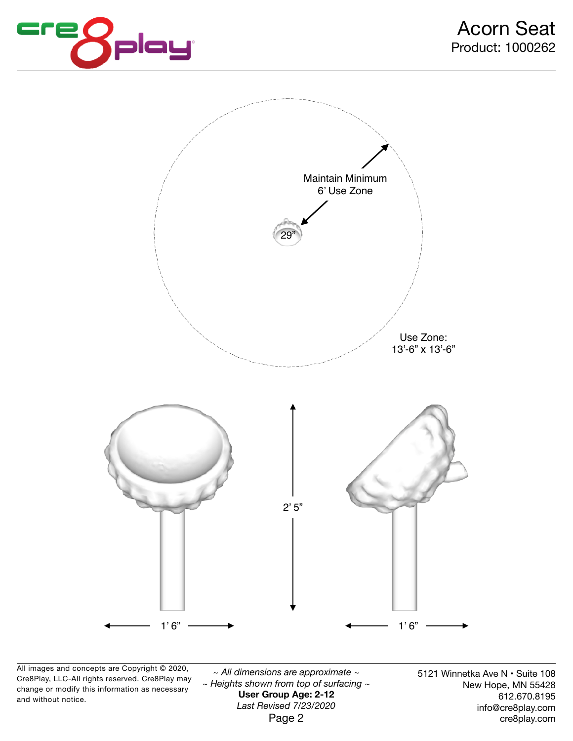# Acorn Seat

Product: 1000262

Maintain Minimum 6' Use Zone

29"

Use Zone: 13'-6" x 13'-6"

2' 5"

1' 6"

1' 6"

All images and concepts are Copyright © 2020, Cre8Play, LLC-All rights reserved. Cre8Play may change or modify this information as necessary and without notice.

*~ All dimensions are approximate ~*

*~ Heights shown from top of surfacing ~*

**User Group Age: 2-12**

*Last Revised 7/23/2020*

5121 Winnetka Ave N • Suite 108
New Hope, MN 55428
612.670.8195
info@cre8play.com
cre8play.com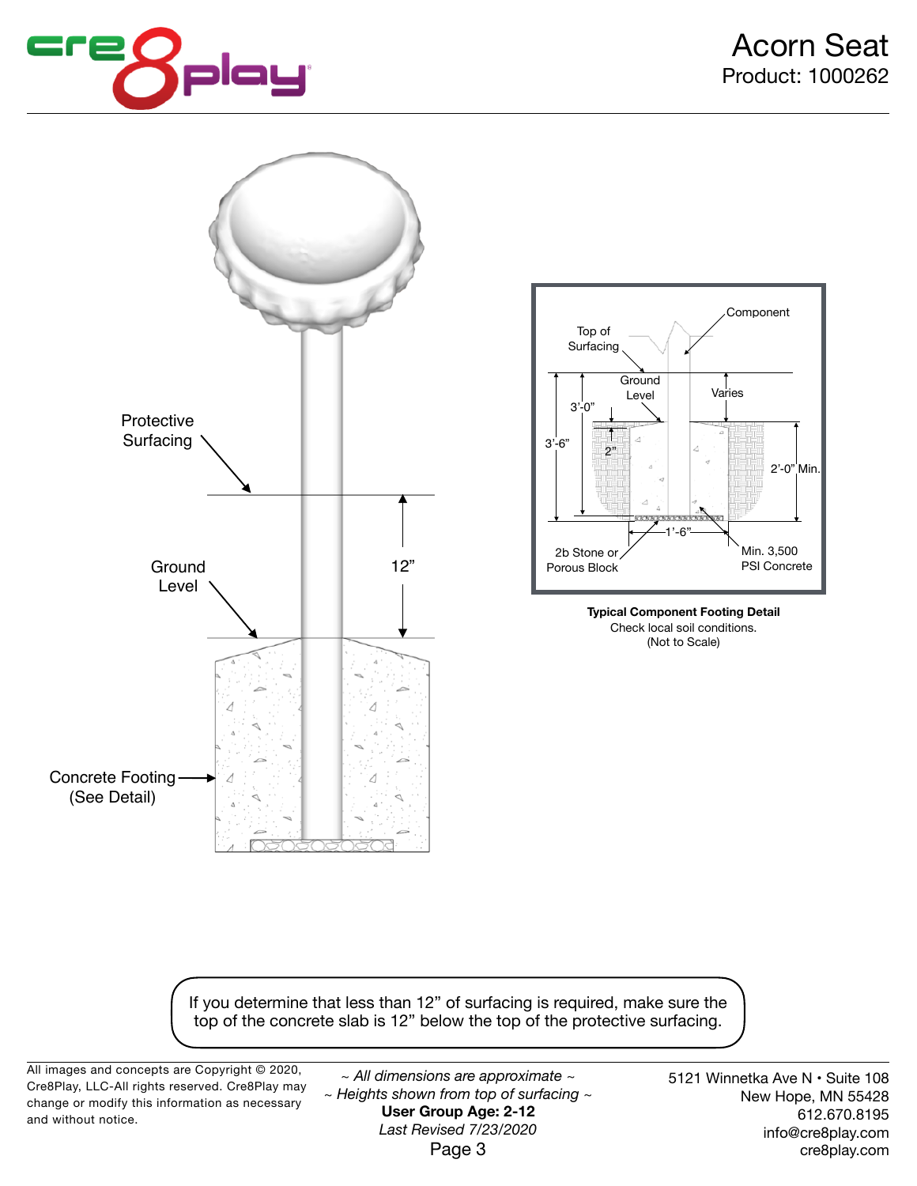# Acorn Seat

Product: 1000262

Protective Surfacing

Ground Level

12”

Concrete Footing (See Detail)

Component

Top of Surfacing

Ground Level

Varies

3'-0”

3'-6”

2”

2'-0” Min.

1'-6”

2b Stone or Porous Block

Min. 3,500 PSI Concrete

**Typical Component Footing Detail**

Check local soil conditions.

(Not to Scale)

If you determine that less than 12” of surfacing is required, make sure the top of the concrete slab is 12” below the top of the protective surfacing.

All images and concepts are Copyright © 2020, Cre8Play, LLC-All rights reserved. Cre8Play may change or modify this information as necessary and without notice.

*~ All dimensions are approximate ~*

*~ Heights shown from top of surfacing ~*

**User Group Age: 2-12**

*Last Revised 7/23/2020*

5121 Winnetka Ave N • Suite 108
New Hope, MN 55428
612.670.8195
info@cre8play.com
cre8play.com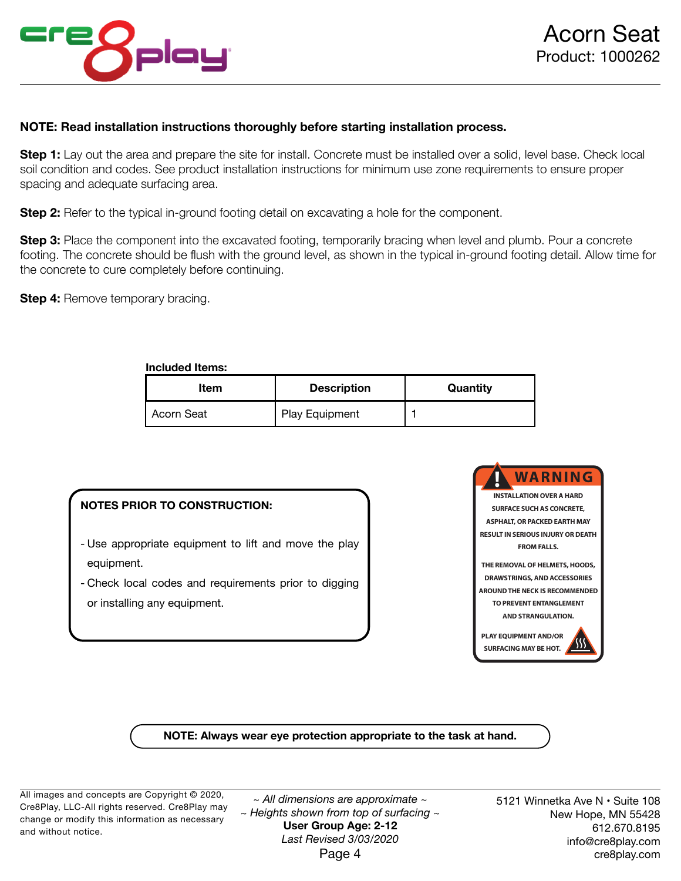# Acorn Seat

Product: 1000262

**NOTE: Read installation instructions thoroughly before starting installation process.**

**Step 1:** Lay out the area and prepare the site for install. Concrete must be installed over a solid, level base. Check local soil condition and codes. See product installation instructions for minimum use zone requirements to ensure proper spacing and adequate surfacing area.

**Step 2:** Refer to the typical in-ground footing detail on excavating a hole for the component.

**Step 3:** Place the component into the excavated footing, temporarily bracing when level and plumb. Pour a concrete footing. The concrete should be flush with the ground level, as shown in the typical in-ground footing detail. Allow time for the concrete to cure completely before continuing.

**Step 4:** Remove temporary bracing.

**Included Items:**

| Item | Description | Quantity |
|---|---|---|
| Acorn Seat | Play Equipment | 1 |

**NOTES PRIOR TO CONSTRUCTION:**

- Use appropriate equipment to lift and move the play equipment.
- Check local codes and requirements prior to digging or installing any equipment.

**WARNING**

INSTALLATION OVER A HARD SURFACE SUCH AS CONCRETE, ASPHALT, OR PACKED EARTH MAY RESULT IN SERIOUS INJURY OR DEATH FROM FALLS.

THE REMOVAL OF HELMETS, HOODS, DRAWSTRINGS, AND ACCESSORIES AROUND THE NECK IS RECOMMENDED TO PREVENT ENTANGLEMENT AND STRANGULATION.

PLAY EQUIPMENT AND/OR SURFACING MAY BE HOT.

**NOTE: Always wear eye protection appropriate to the task at hand.**

All images and concepts are Copyright © 2020, Cre8Play, LLC-All rights reserved. Cre8Play may change or modify this information as necessary and without notice.

*~ All dimensions are approximate ~*
*~ Heights shown from top of surfacing ~*
**User Group Age: 2-12**
*Last Revised 3/03/2020*

5121 Winnetka Ave N • Suite 108
New Hope, MN 55428
612.670.8195
info@cre8play.com
cre8play.com